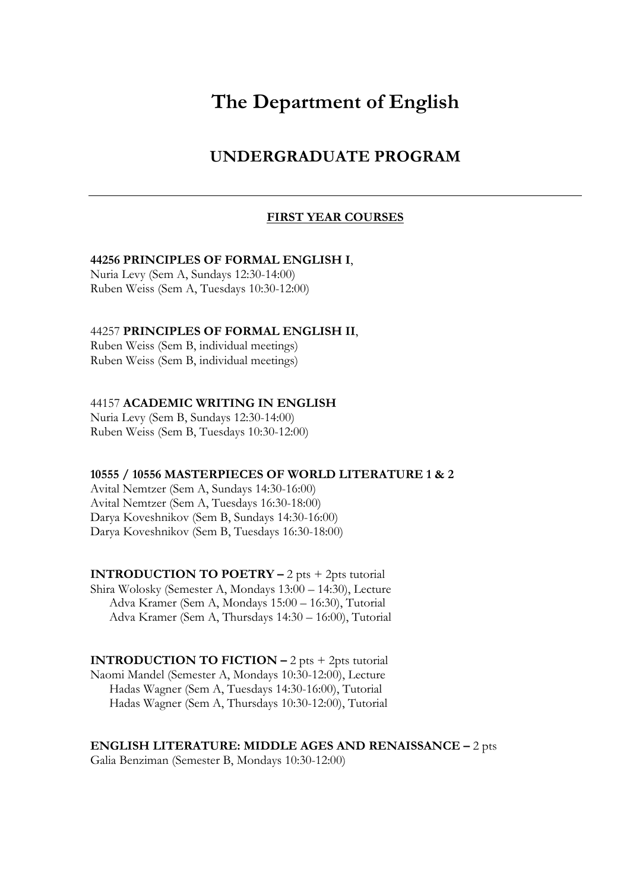# The Department of English

## UNDERGRADUATE PROGRAM

---

**FIRST YEAR COURSES**

**44256 PRINCIPLES OF FORMAL ENGLISH I**,
Nuria Levy (Sem A, Sundays 12:30-14:00)
Ruben Weiss (Sem A, Tuesdays 10:30-12:00)

44257 **PRINCIPLES OF FORMAL ENGLISH II**,
Ruben Weiss (Sem B, individual meetings)
Ruben Weiss (Sem B, individual meetings)

44157 **ACADEMIC WRITING IN ENGLISH**
Nuria Levy (Sem B, Sundays 12:30-14:00)
Ruben Weiss (Sem B, Tuesdays 10:30-12:00)

**10555 / 10556 MASTERPIECES OF WORLD LITERATURE 1 & 2**
Avital Nemtzer (Sem A, Sundays 14:30-16:00)
Avital Nemtzer (Sem A, Tuesdays 16:30-18:00)
Darya Koveshnikov (Sem B, Sundays 14:30-16:00)
Darya Koveshnikov (Sem B, Tuesdays 16:30-18:00)

**INTRODUCTION TO POETRY –** 2 pts + 2pts tutorial
Shira Wolosky (Semester A, Mondays 13:00 – 14:30), Lecture
Adva Kramer (Sem A, Mondays 15:00 – 16:30), Tutorial
Adva Kramer (Sem A, Thursdays 14:30 – 16:00), Tutorial

**INTRODUCTION TO FICTION –** 2 pts + 2pts tutorial
Naomi Mandel (Semester A, Mondays 10:30-12:00), Lecture
Hadas Wagner (Sem A, Tuesdays 14:30-16:00), Tutorial
Hadas Wagner (Sem A, Thursdays 10:30-12:00), Tutorial

**ENGLISH LITERATURE: MIDDLE AGES AND RENAISSANCE –** 2 pts
Galia Benziman (Semester B, Mondays 10:30-12:00)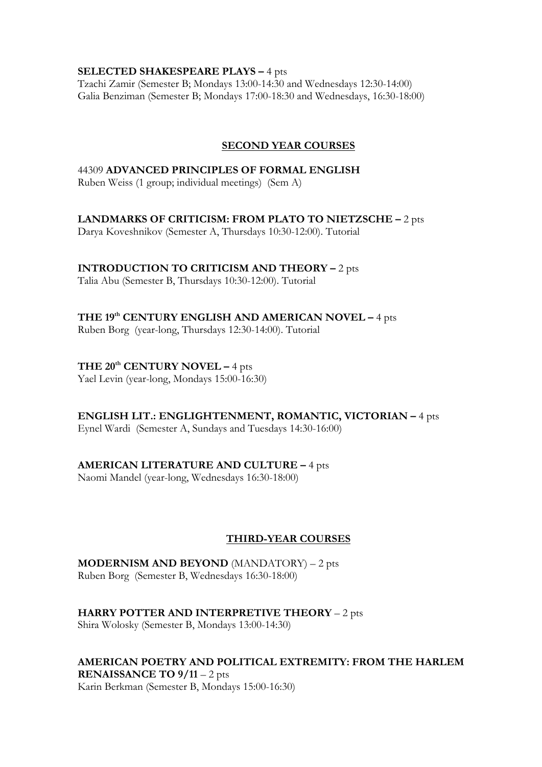**SELECTED SHAKESPEARE PLAYS –** 4 pts
Tzachi Zamir (Semester B; Mondays 13:00-14:30 and Wednesdays 12:30-14:00)
Galia Benziman (Semester B; Mondays 17:00-18:30 and Wednesdays, 16:30-18:00)

## SECOND YEAR COURSES

44309 **ADVANCED PRINCIPLES OF FORMAL ENGLISH**
Ruben Weiss (1 group; individual meetings) (Sem A)

**LANDMARKS OF CRITICISM: FROM PLATO TO NIETZSCHE –** 2 pts
Darya Koveshnikov (Semester A, Thursdays 10:30-12:00). Tutorial

**INTRODUCTION TO CRITICISM AND THEORY –** 2 pts
Talia Abu (Semester B, Thursdays 10:30-12:00). Tutorial

**THE 19th CENTURY ENGLISH AND AMERICAN NOVEL –** 4 pts
Ruben Borg (year-long, Thursdays 12:30-14:00). Tutorial

**THE 20th CENTURY NOVEL –** 4 pts
Yael Levin (year-long, Mondays 15:00-16:30)

**ENGLISH LIT.: ENGLIGHTENMENT, ROMANTIC, VICTORIAN –** 4 pts
Eynel Wardi (Semester A, Sundays and Tuesdays 14:30-16:00)

**AMERICAN LITERATURE AND CULTURE –** 4 pts
Naomi Mandel (year-long, Wednesdays 16:30-18:00)

## THIRD-YEAR COURSES

**MODERNISM AND BEYOND** (MANDATORY) – 2 pts
Ruben Borg (Semester B, Wednesdays 16:30-18:00)

**HARRY POTTER AND INTERPRETIVE THEORY** – 2 pts
Shira Wolosky (Semester B, Mondays 13:00-14:30)

**AMERICAN POETRY AND POLITICAL EXTREMITY: FROM THE HARLEM RENAISSANCE TO 9/11** – 2 pts
Karin Berkman (Semester B, Mondays 15:00-16:30)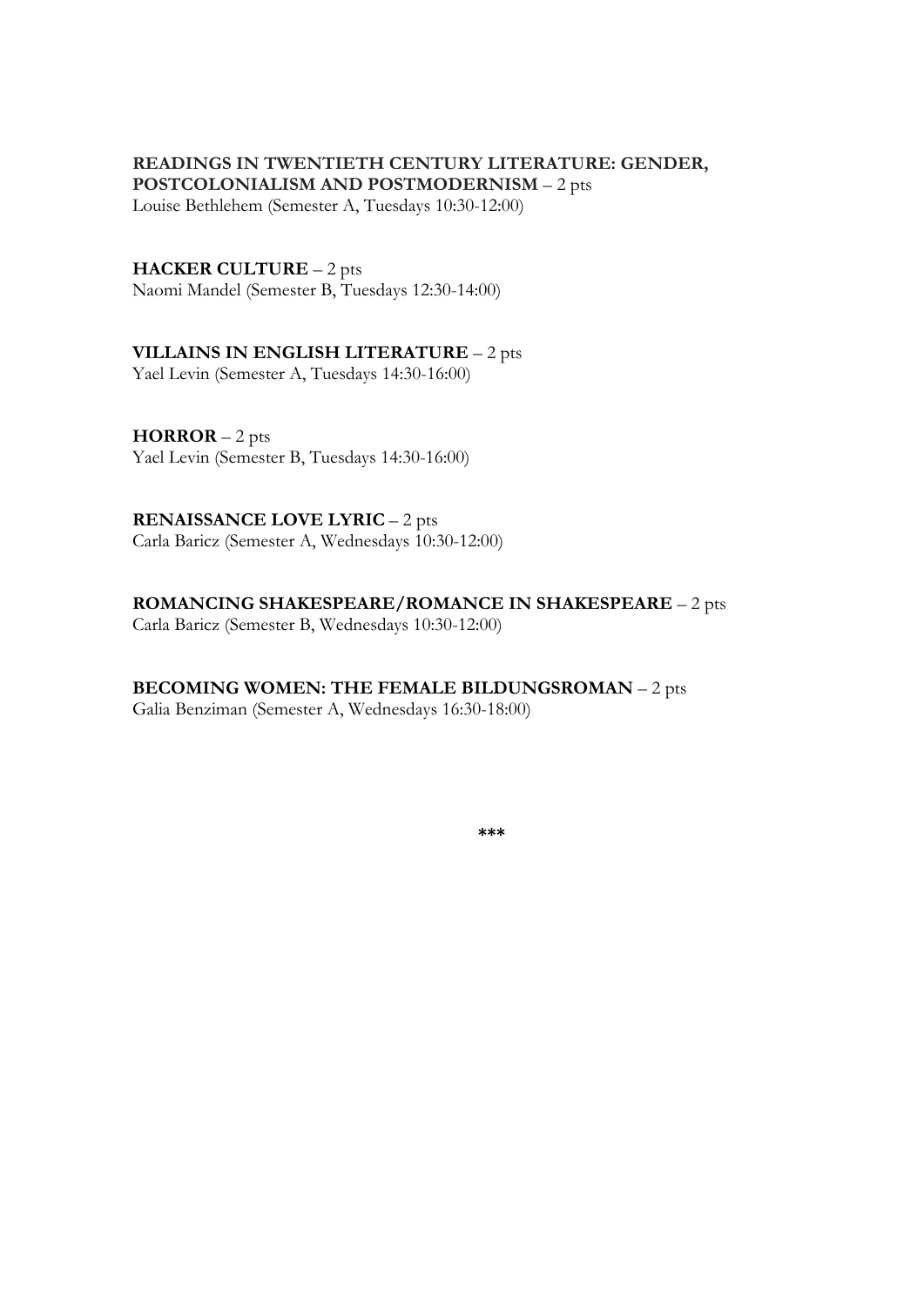**READINGS IN TWENTIETH CENTURY LITERATURE: GENDER, POSTCOLONIALISM AND POSTMODERNISM** – 2 pts
Louise Bethlehem (Semester A, Tuesdays 10:30-12:00)

**HACKER CULTURE** – 2 pts
Naomi Mandel (Semester B, Tuesdays 12:30-14:00)

**VILLAINS IN ENGLISH LITERATURE** – 2 pts
Yael Levin (Semester A, Tuesdays 14:30-16:00)

**HORROR** – 2 pts
Yael Levin (Semester B, Tuesdays 14:30-16:00)

**RENAISSANCE LOVE LYRIC** – 2 pts
Carla Baricz (Semester A, Wednesdays 10:30-12:00)

**ROMANCING SHAKESPEARE/ROMANCE IN SHAKESPEARE** – 2 pts
Carla Baricz (Semester B, Wednesdays 10:30-12:00)

**BECOMING WOMEN: THE FEMALE BILDUNGSROMAN** – 2 pts
Galia Benziman (Semester A, Wednesdays 16:30-18:00)

***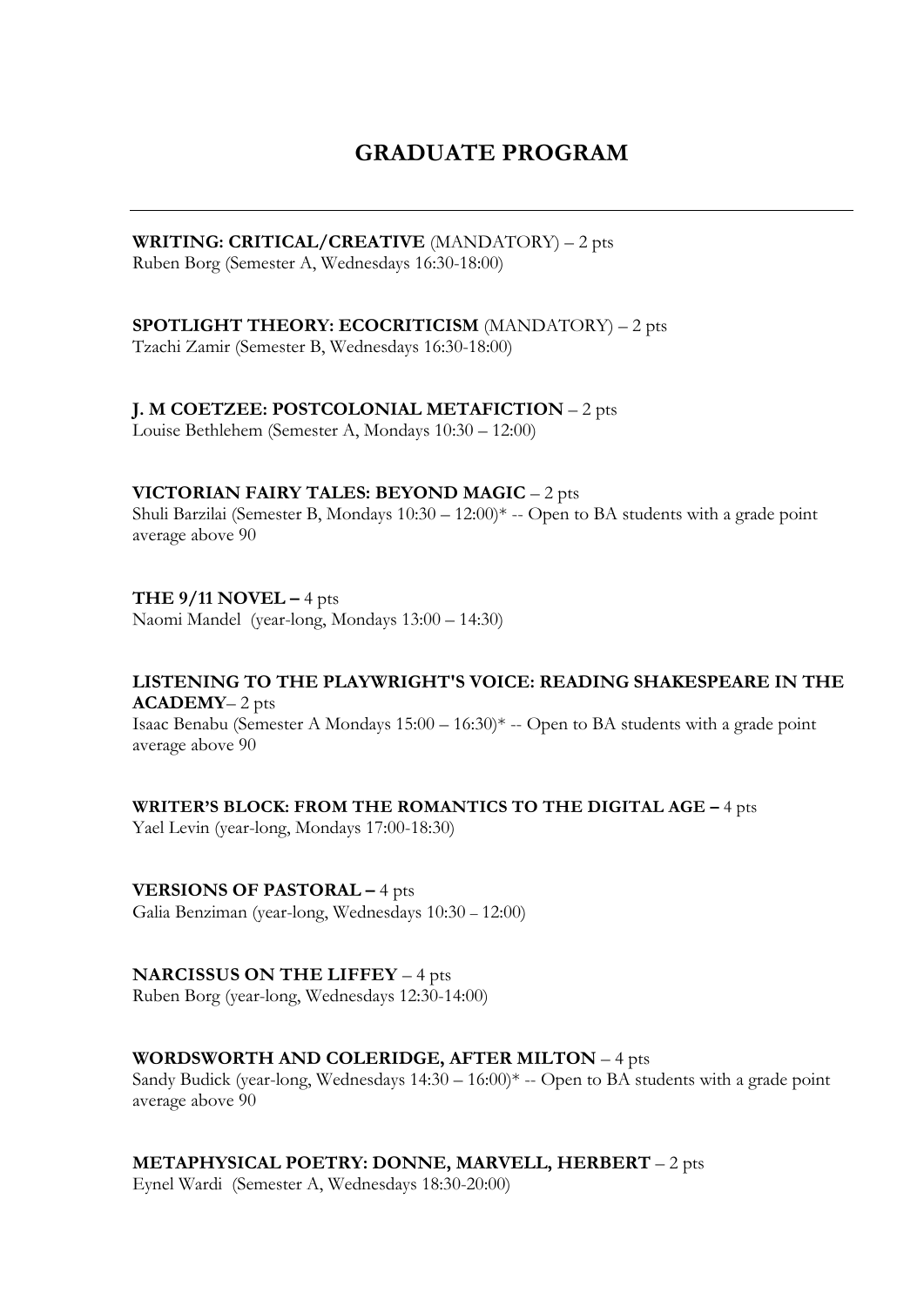# GRADUATE PROGRAM

---

**WRITING: CRITICAL/CREATIVE** (MANDATORY) – 2 pts
Ruben Borg (Semester A, Wednesdays 16:30-18:00)

**SPOTLIGHT THEORY: ECOCRITICISM** (MANDATORY) – 2 pts
Tzachi Zamir (Semester B, Wednesdays 16:30-18:00)

**J. M COETZEE: POSTCOLONIAL METAFICTION** – 2 pts
Louise Bethlehem (Semester A, Mondays 10:30 – 12:00)

**VICTORIAN FAIRY TALES: BEYOND MAGIC** – 2 pts
Shuli Barzilai (Semester B, Mondays 10:30 – 12:00)* -- Open to BA students with a grade point average above 90

**THE 9/11 NOVEL –** 4 pts
Naomi Mandel (year-long, Mondays 13:00 – 14:30)

**LISTENING TO THE PLAYWRIGHT'S VOICE: READING SHAKESPEARE IN THE ACADEMY**– 2 pts
Isaac Benabu (Semester A Mondays 15:00 – 16:30)* -- Open to BA students with a grade point average above 90

**WRITER'S BLOCK: FROM THE ROMANTICS TO THE DIGITAL AGE –** 4 pts
Yael Levin (year-long, Mondays 17:00-18:30)

**VERSIONS OF PASTORAL –** 4 pts
Galia Benziman (year-long, Wednesdays 10:30 – 12:00)

**NARCISSUS ON THE LIFFEY** – 4 pts
Ruben Borg (year-long, Wednesdays 12:30-14:00)

**WORDSWORTH AND COLERIDGE, AFTER MILTON** – 4 pts
Sandy Budick (year-long, Wednesdays 14:30 – 16:00)* -- Open to BA students with a grade point average above 90

**METAPHYSICAL POETRY: DONNE, MARVELL, HERBERT** – 2 pts
Eynel Wardi (Semester A, Wednesdays 18:30-20:00)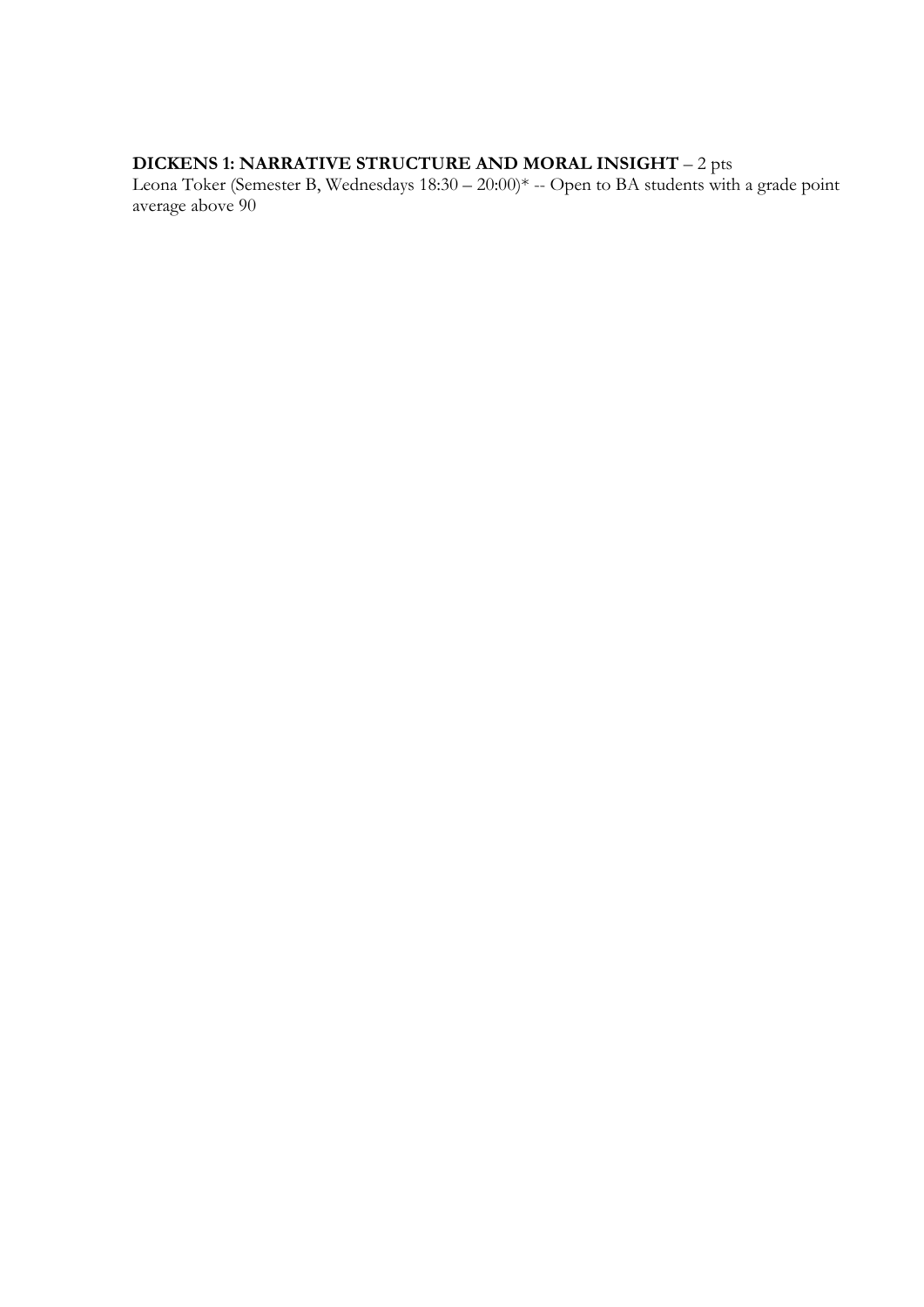**DICKENS 1: NARRATIVE STRUCTURE AND MORAL INSIGHT** – 2 pts
Leona Toker (Semester B, Wednesdays 18:30 – 20:00)* -- Open to BA students with a grade point average above 90